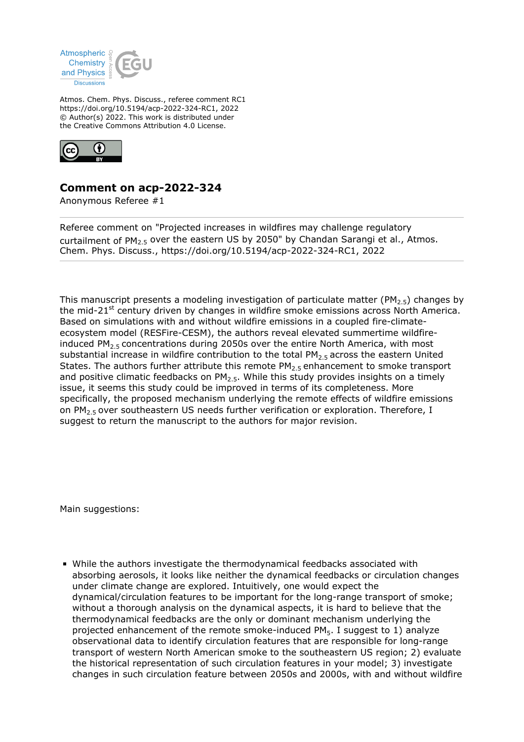Atmos. Chem. Phys. Discuss., referee comment RC1
https://doi.org/10.5194/acp-2022-324-RC1, 2022
© Author(s) 2022. This work is distributed under
the Creative Commons Attribution 4.0 License.

# Comment on acp-2022-324

Anonymous Referee #1

Referee comment on "Projected increases in wildfires may challenge regulatory curtailment of $PM_{2.5}$ over the eastern US by 2050" by Chandan Sarangi et al., Atmos. Chem. Phys. Discuss., https://doi.org/10.5194/acp-2022-324-RC1, 2022

This manuscript presents a modeling investigation of particulate matter ($PM_{2.5}$) changes by the mid-21$^{st}$ century driven by changes in wildfire smoke emissions across North America. Based on simulations with and without wildfire emissions in a coupled fire-climate-ecosystem model (RESFire-CESM), the authors reveal elevated summertime wildfire-induced $PM_{2.5}$ concentrations during 2050s over the entire North America, with most substantial increase in wildfire contribution to the total $PM_{2.5}$ across the eastern United States. The authors further attribute this remote $PM_{2.5}$ enhancement to smoke transport and positive climatic feedbacks on $PM_{2.5}$. While this study provides insights on a timely issue, it seems this study could be improved in terms of its completeness. More specifically, the proposed mechanism underlying the remote effects of wildfire emissions on $PM_{2.5}$ over southeastern US needs further verification or exploration. Therefore, I suggest to return the manuscript to the authors for major revision.

Main suggestions:

- While the authors investigate the thermodynamical feedbacks associated with absorbing aerosols, it looks like neither the dynamical feedbacks or circulation changes under climate change are explored. Intuitively, one would expect the dynamical/circulation features to be important for the long-range transport of smoke; without a thorough analysis on the dynamical aspects, it is hard to believe that the thermodynamical feedbacks are the only or dominant mechanism underlying the projected enhancement of the remote smoke-induced $PM_5$. I suggest to 1) analyze observational data to identify circulation features that are responsible for long-range transport of western North American smoke to the southeastern US region; 2) evaluate the historical representation of such circulation features in your model; 3) investigate changes in such circulation feature between 2050s and 2000s, with and without wildfire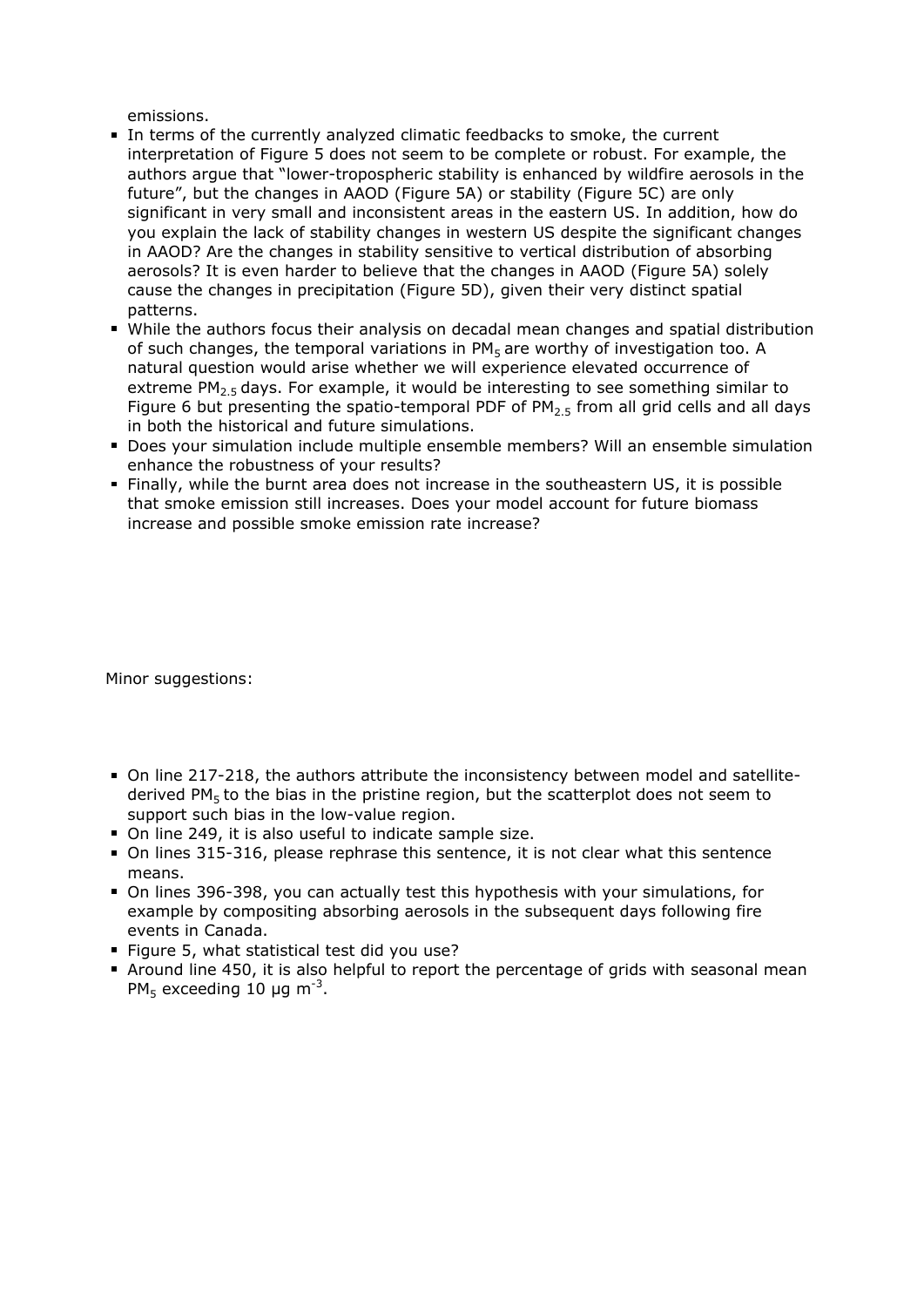emissions.

- In terms of the currently analyzed climatic feedbacks to smoke, the current interpretation of Figure 5 does not seem to be complete or robust. For example, the authors argue that "lower-tropospheric stability is enhanced by wildfire aerosols in the future", but the changes in AAOD (Figure 5A) or stability (Figure 5C) are only significant in very small and inconsistent areas in the eastern US. In addition, how do you explain the lack of stability changes in western US despite the significant changes in AAOD? Are the changes in stability sensitive to vertical distribution of absorbing aerosols? It is even harder to believe that the changes in AAOD (Figure 5A) solely cause the changes in precipitation (Figure 5D), given their very distinct spatial patterns.
- While the authors focus their analysis on decadal mean changes and spatial distribution of such changes, the temporal variations in $PM_5$ are worthy of investigation too. A natural question would arise whether we will experience elevated occurrence of extreme $PM_{2.5}$ days. For example, it would be interesting to see something similar to Figure 6 but presenting the spatio-temporal PDF of $PM_{2.5}$ from all grid cells and all days in both the historical and future simulations.
- Does your simulation include multiple ensemble members? Will an ensemble simulation enhance the robustness of your results?
- Finally, while the burnt area does not increase in the southeastern US, it is possible that smoke emission still increases. Does your model account for future biomass increase and possible smoke emission rate increase?

Minor suggestions:

- On line 217-218, the authors attribute the inconsistency between model and satellite-derived $PM_5$ to the bias in the pristine region, but the scatterplot does not seem to support such bias in the low-value region.
- On line 249, it is also useful to indicate sample size.
- On lines 315-316, please rephrase this sentence, it is not clear what this sentence means.
- On lines 396-398, you can actually test this hypothesis with your simulations, for example by compositing absorbing aerosols in the subsequent days following fire events in Canada.
- Figure 5, what statistical test did you use?
- Around line 450, it is also helpful to report the percentage of grids with seasonal mean $PM_5$ exceeding 10 μg $m^{-3}$.